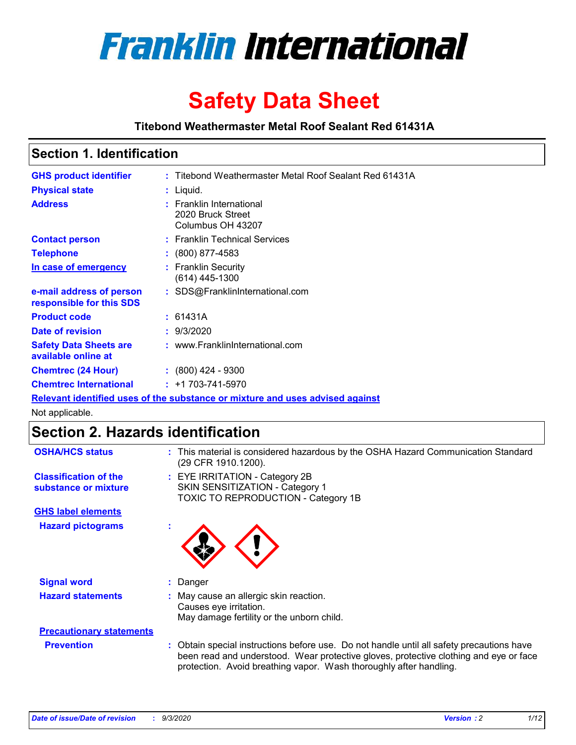# Franklin International

# Safety Data Sheet

**Titebond Weathermaster Metal Roof Sealant Red 61431A**

## Section 1. Identification

| | | |
|---|---|---|
| **GHS product identifier** | : | Titebond Weathermaster Metal Roof Sealant Red 61431A |
| **Physical state** | : | Liquid. |
| **Address** | : | Franklin International<br>2020 Bruck Street<br>Columbus OH 43207 |
| **Contact person** | : | Franklin Technical Services |
| **Telephone** | : | (800) 877-4583 |
| **In case of emergency** | : | Franklin Security<br>(614) 445-1300 |
| **e-mail address of person responsible for this SDS** | : | SDS@FranklinInternational.com |
| **Product code** | : | 61431A |
| **Date of revision** | : | 9/3/2020 |
| **Safety Data Sheets are available online at** | : | www.FranklinInternational.com |
| **Chemtrec (24 Hour)** | : | (800) 424 - 9300 |
| **Chemtrec International** | : | +1 703-741-5970 |

**Relevant identified uses of the substance or mixture and uses advised against**

Not applicable.

## Section 2. Hazards identification

| | | |
|---|---|---|
| **OSHA/HCS status** | : | This material is considered hazardous by the OSHA Hazard Communication Standard (29 CFR 1910.1200). |
| **Classification of the substance or mixture** | : | EYE IRRITATION - Category 2B<br>SKIN SENSITIZATION - Category 1<br>TOXIC TO REPRODUCTION - Category 1B |

**GHS label elements**

| | | |
|---|---|---|
| **Hazard pictograms** | : | |
| **Signal word** | : | Danger |
| **Hazard statements** | : | May cause an allergic skin reaction.<br>Causes eye irritation.<br>May damage fertility or the unborn child. |

**Precautionary statements**

| | | |
|---|---|---|
| **Prevention** | : | Obtain special instructions before use. Do not handle until all safety precautions have been read and understood. Wear protective gloves, protective clothing and eye or face protection. Avoid breathing vapor. Wash thoroughly after handling. |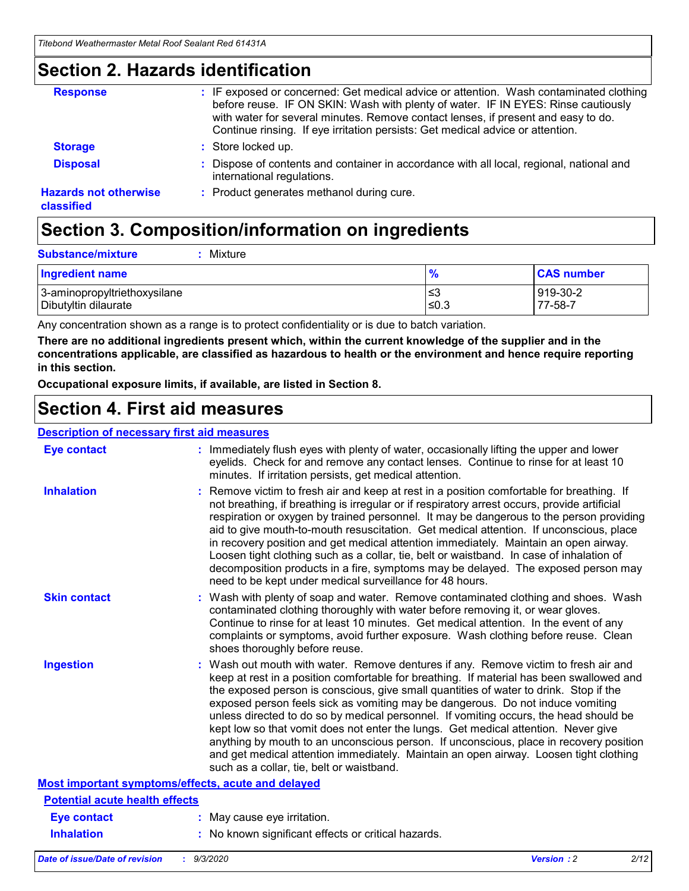## Section 2. Hazards identification

| | |
|---|---|
| **Response** | : IF exposed or concerned: Get medical advice or attention. Wash contaminated clothing before reuse. IF ON SKIN: Wash with plenty of water. IF IN EYES: Rinse cautiously with water for several minutes. Remove contact lenses, if present and easy to do. Continue rinsing. If eye irritation persists: Get medical advice or attention. |
| **Storage** | : Store locked up. |
| **Disposal** | : Dispose of contents and container in accordance with all local, regional, national and international regulations. |
| **Hazards not otherwise classified** | : Product generates methanol during cure. |

## Section 3. Composition/information on ingredients

**Substance/mixture** : Mixture

| Ingredient name | % | CAS number |
|---|---|---|
| 3-aminopropyltriethoxysilane | ≤3 | 919-30-2 |
| Dibutyltin dilaurate | ≤0.3 | 77-58-7 |

Any concentration shown as a range is to protect confidentiality or is due to batch variation.

**There are no additional ingredients present which, within the current knowledge of the supplier and in the concentrations applicable, are classified as hazardous to health or the environment and hence require reporting in this section.**

**Occupational exposure limits, if available, are listed in Section 8.**

## Section 4. First aid measures

### Description of necessary first aid measures

| | |
|---|---|
| **Eye contact** | : Immediately flush eyes with plenty of water, occasionally lifting the upper and lower eyelids. Check for and remove any contact lenses. Continue to rinse for at least 10 minutes. If irritation persists, get medical attention. |
| **Inhalation** | : Remove victim to fresh air and keep at rest in a position comfortable for breathing. If not breathing, if breathing is irregular or if respiratory arrest occurs, provide artificial respiration or oxygen by trained personnel. It may be dangerous to the person providing aid to give mouth-to-mouth resuscitation. Get medical attention. If unconscious, place in recovery position and get medical attention immediately. Maintain an open airway. Loosen tight clothing such as a collar, tie, belt or waistband. In case of inhalation of decomposition products in a fire, symptoms may be delayed. The exposed person may need to be kept under medical surveillance for 48 hours. |
| **Skin contact** | : Wash with plenty of soap and water. Remove contaminated clothing and shoes. Wash contaminated clothing thoroughly with water before removing it, or wear gloves. Continue to rinse for at least 10 minutes. Get medical attention. In the event of any complaints or symptoms, avoid further exposure. Wash clothing before reuse. Clean shoes thoroughly before reuse. |
| **Ingestion** | : Wash out mouth with water. Remove dentures if any. Remove victim to fresh air and keep at rest in a position comfortable for breathing. If material has been swallowed and the exposed person is conscious, give small quantities of water to drink. Stop if the exposed person feels sick as vomiting may be dangerous. Do not induce vomiting unless directed to do so by medical personnel. If vomiting occurs, the head should be kept low so that vomit does not enter the lungs. Get medical attention. Never give anything by mouth to an unconscious person. If unconscious, place in recovery position and get medical attention immediately. Maintain an open airway. Loosen tight clothing such as a collar, tie, belt or waistband. |

### Most important symptoms/effects, acute and delayed

#### Potential acute health effects

| | |
|---|---|
| **Eye contact** | : May cause eye irritation. |
| **Inhalation** | : No known significant effects or critical hazards. |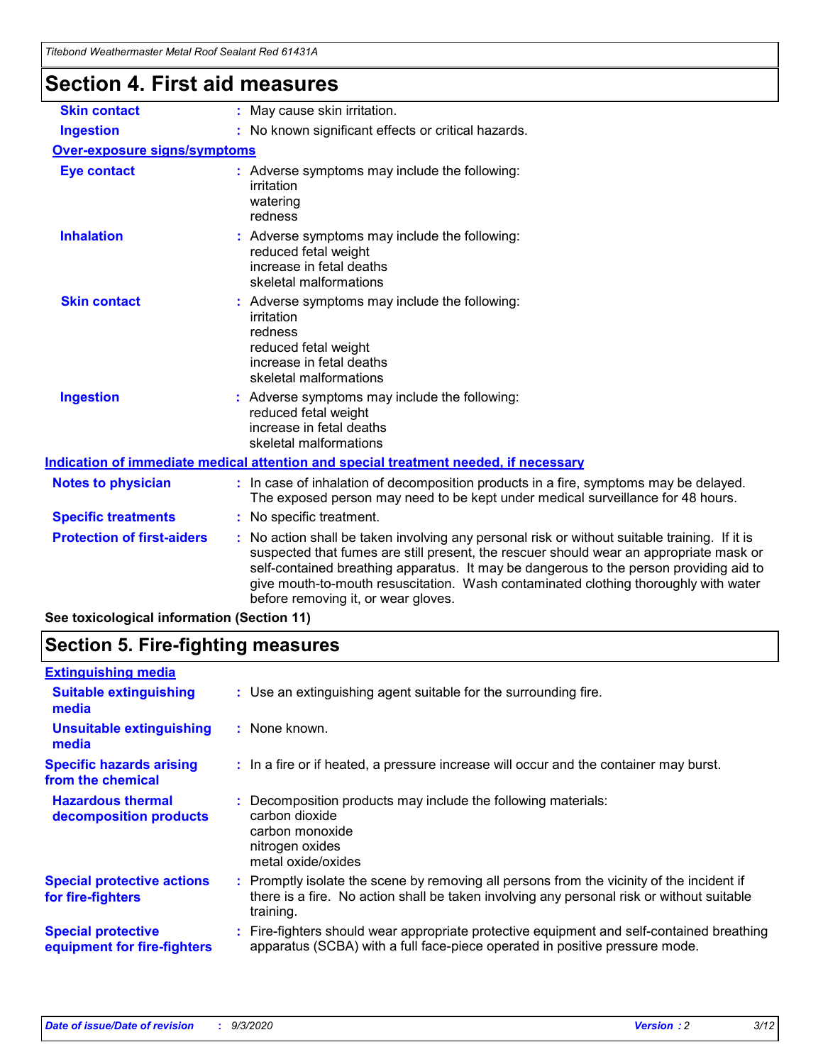# Section 4. First aid measures

| | |
|---|---|
| **Skin contact** | : May cause skin irritation. |
| **Ingestion** | : No known significant effects or critical hazards. |

**Over-exposure signs/symptoms**

| | |
|---|---|
| **Eye contact** | : Adverse symptoms may include the following:<br>irritation<br>watering<br>redness |
| **Inhalation** | : Adverse symptoms may include the following:<br>reduced fetal weight<br>increase in fetal deaths<br>skeletal malformations |
| **Skin contact** | : Adverse symptoms may include the following:<br>irritation<br>redness<br>reduced fetal weight<br>increase in fetal deaths<br>skeletal malformations |
| **Ingestion** | : Adverse symptoms may include the following:<br>reduced fetal weight<br>increase in fetal deaths<br>skeletal malformations |

**Indication of immediate medical attention and special treatment needed, if necessary**

| | |
|---|---|
| **Notes to physician** | : In case of inhalation of decomposition products in a fire, symptoms may be delayed. The exposed person may need to be kept under medical surveillance for 48 hours. |
| **Specific treatments** | : No specific treatment. |
| **Protection of first-aiders** | : No action shall be taken involving any personal risk or without suitable training. If it is suspected that fumes are still present, the rescuer should wear an appropriate mask or self-contained breathing apparatus. It may be dangerous to the person providing aid to give mouth-to-mouth resuscitation. Wash contaminated clothing thoroughly with water before removing it, or wear gloves. |

**See toxicological information (Section 11)**

# Section 5. Fire-fighting measures

**Extinguishing media**

| | |
|---|---|
| **Suitable extinguishing media** | : Use an extinguishing agent suitable for the surrounding fire. |
| **Unsuitable extinguishing media** | : None known. |
| **Specific hazards arising from the chemical** | : In a fire or if heated, a pressure increase will occur and the container may burst. |
| **Hazardous thermal decomposition products** | : Decomposition products may include the following materials:<br>carbon dioxide<br>carbon monoxide<br>nitrogen oxides<br>metal oxide/oxides |
| **Special protective actions for fire-fighters** | : Promptly isolate the scene by removing all persons from the vicinity of the incident if there is a fire. No action shall be taken involving any personal risk or without suitable training. |
| **Special protective equipment for fire-fighters** | : Fire-fighters should wear appropriate protective equipment and self-contained breathing apparatus (SCBA) with a full face-piece operated in positive pressure mode. |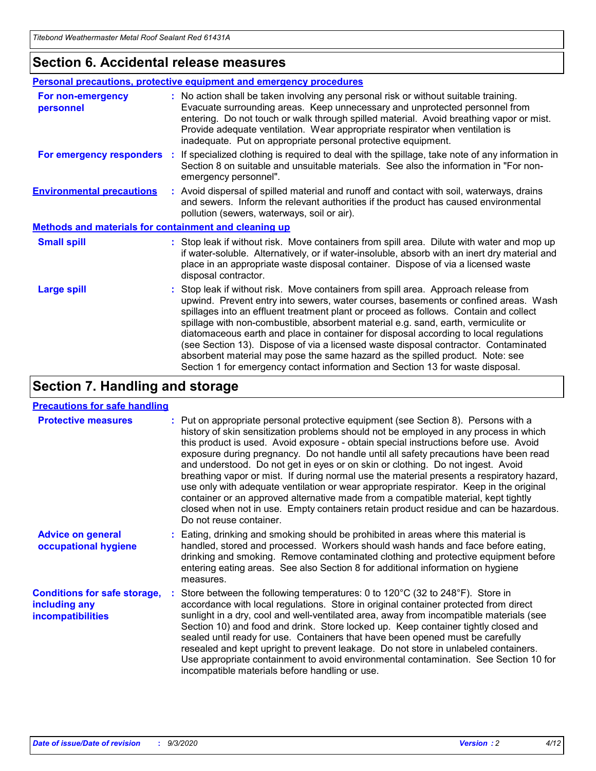## Section 6. Accidental release measures

### Personal precautions, protective equipment and emergency procedures

**For non-emergency personnel** : No action shall be taken involving any personal risk or without suitable training. Evacuate surrounding areas. Keep unnecessary and unprotected personnel from entering. Do not touch or walk through spilled material. Avoid breathing vapor or mist. Provide adequate ventilation. Wear appropriate respirator when ventilation is inadequate. Put on appropriate personal protective equipment.

**For emergency responders** : If specialized clothing is required to deal with the spillage, take note of any information in Section 8 on suitable and unsuitable materials. See also the information in "For non-emergency personnel".

**Environmental precautions** : Avoid dispersal of spilled material and runoff and contact with soil, waterways, drains and sewers. Inform the relevant authorities if the product has caused environmental pollution (sewers, waterways, soil or air).

### Methods and materials for containment and cleaning up

**Small spill** : Stop leak if without risk. Move containers from spill area. Dilute with water and mop up if water-soluble. Alternatively, or if water-insoluble, absorb with an inert dry material and place in an appropriate waste disposal container. Dispose of via a licensed waste disposal contractor.

**Large spill** : Stop leak if without risk. Move containers from spill area. Approach release from upwind. Prevent entry into sewers, water courses, basements or confined areas. Wash spillages into an effluent treatment plant or proceed as follows. Contain and collect spillage with non-combustible, absorbent material e.g. sand, earth, vermiculite or diatomaceous earth and place in container for disposal according to local regulations (see Section 13). Dispose of via a licensed waste disposal contractor. Contaminated absorbent material may pose the same hazard as the spilled product. Note: see Section 1 for emergency contact information and Section 13 for waste disposal.

## Section 7. Handling and storage

### Precautions for safe handling

**Protective measures** : Put on appropriate personal protective equipment (see Section 8). Persons with a history of skin sensitization problems should not be employed in any process in which this product is used. Avoid exposure - obtain special instructions before use. Avoid exposure during pregnancy. Do not handle until all safety precautions have been read and understood. Do not get in eyes or on skin or clothing. Do not ingest. Avoid breathing vapor or mist. If during normal use the material presents a respiratory hazard, use only with adequate ventilation or wear appropriate respirator. Keep in the original container or an approved alternative made from a compatible material, kept tightly closed when not in use. Empty containers retain product residue and can be hazardous. Do not reuse container.

**Advice on general occupational hygiene** : Eating, drinking and smoking should be prohibited in areas where this material is handled, stored and processed. Workers should wash hands and face before eating, drinking and smoking. Remove contaminated clothing and protective equipment before entering eating areas. See also Section 8 for additional information on hygiene measures.

**Conditions for safe storage, including any incompatibilities** : Store between the following temperatures: 0 to 120°C (32 to 248°F). Store in accordance with local regulations. Store in original container protected from direct sunlight in a dry, cool and well-ventilated area, away from incompatible materials (see Section 10) and food and drink. Store locked up. Keep container tightly closed and sealed until ready for use. Containers that have been opened must be carefully resealed and kept upright to prevent leakage. Do not store in unlabeled containers. Use appropriate containment to avoid environmental contamination. See Section 10 for incompatible materials before handling or use.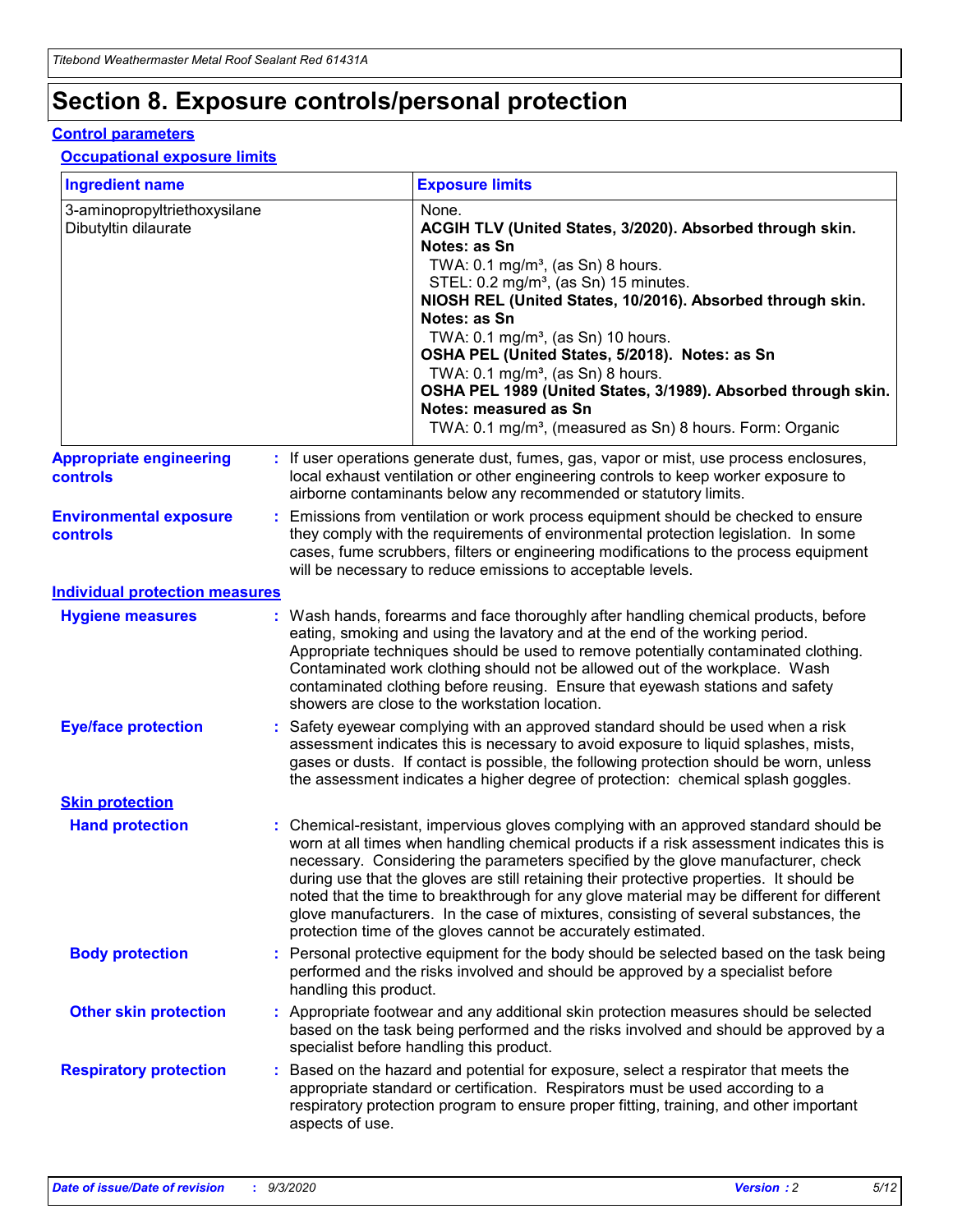# Section 8. Exposure controls/personal protection

## Control parameters

### Occupational exposure limits

| Ingredient name | Exposure limits |
| --- | --- |
| 3-aminopropyltriethoxysilane | None. |
| Dibutyltin dilaurate | **ACGIH TLV (United States, 3/2020). Absorbed through skin. Notes: as Sn**<br>TWA: 0.1 mg/m³, (as Sn) 8 hours.<br>STEL: 0.2 mg/m³, (as Sn) 15 minutes.<br>**NIOSH REL (United States, 10/2016). Absorbed through skin. Notes: as Sn**<br>TWA: 0.1 mg/m³, (as Sn) 10 hours.<br>**OSHA PEL (United States, 5/2018). Notes: as Sn**<br>TWA: 0.1 mg/m³, (as Sn) 8 hours.<br>**OSHA PEL 1989 (United States, 3/1989). Absorbed through skin. Notes: measured as Sn**<br>TWA: 0.1 mg/m³, (measured as Sn) 8 hours. Form: Organic |

**Appropriate engineering controls** : If user operations generate dust, fumes, gas, vapor or mist, use process enclosures, local exhaust ventilation or other engineering controls to keep worker exposure to airborne contaminants below any recommended or statutory limits.

**Environmental exposure controls** : Emissions from ventilation or work process equipment should be checked to ensure they comply with the requirements of environmental protection legislation. In some cases, fume scrubbers, filters or engineering modifications to the process equipment will be necessary to reduce emissions to acceptable levels.

## Individual protection measures

**Hygiene measures** : Wash hands, forearms and face thoroughly after handling chemical products, before eating, smoking and using the lavatory and at the end of the working period. Appropriate techniques should be used to remove potentially contaminated clothing. Contaminated work clothing should not be allowed out of the workplace. Wash contaminated clothing before reusing. Ensure that eyewash stations and safety showers are close to the workstation location.

**Eye/face protection** : Safety eyewear complying with an approved standard should be used when a risk assessment indicates this is necessary to avoid exposure to liquid splashes, mists, gases or dusts. If contact is possible, the following protection should be worn, unless the assessment indicates a higher degree of protection: chemical splash goggles.

### Skin protection

**Hand protection** : Chemical-resistant, impervious gloves complying with an approved standard should be worn at all times when handling chemical products if a risk assessment indicates this is necessary. Considering the parameters specified by the glove manufacturer, check during use that the gloves are still retaining their protective properties. It should be noted that the time to breakthrough for any glove material may be different for different glove manufacturers. In the case of mixtures, consisting of several substances, the protection time of the gloves cannot be accurately estimated.

**Body protection** : Personal protective equipment for the body should be selected based on the task being performed and the risks involved and should be approved by a specialist before handling this product.

**Other skin protection** : Appropriate footwear and any additional skin protection measures should be selected based on the task being performed and the risks involved and should be approved by a specialist before handling this product.

**Respiratory protection** : Based on the hazard and potential for exposure, select a respirator that meets the appropriate standard or certification. Respirators must be used according to a respiratory protection program to ensure proper fitting, training, and other important aspects of use.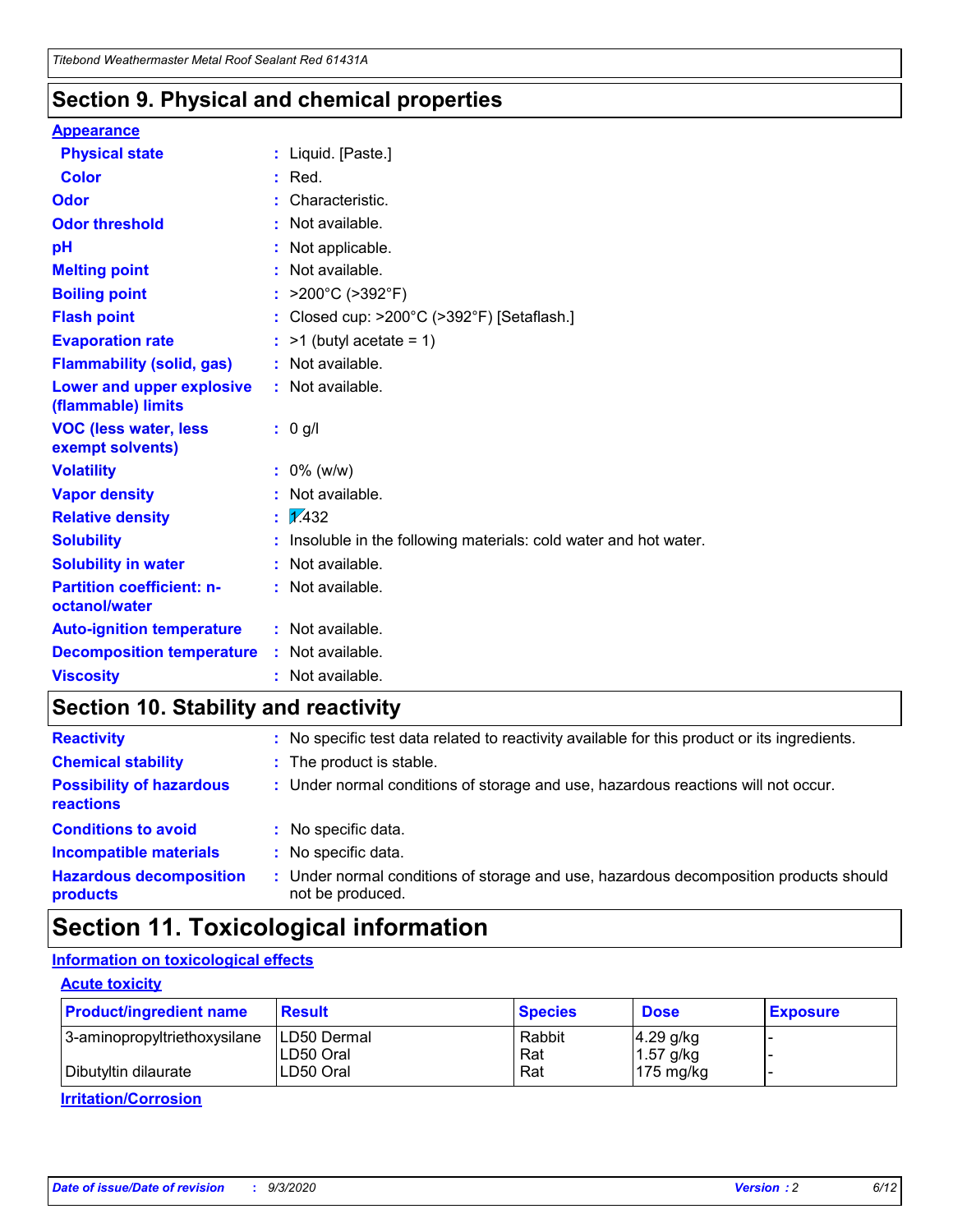## Section 9. Physical and chemical properties

**Appearance**

| | | |
|---|---|---|
| **Physical state** | : | Liquid. [Paste.] |
| **Color** | : | Red. |
| **Odor** | : | Characteristic. |
| **Odor threshold** | : | Not available. |
| **pH** | : | Not applicable. |
| **Melting point** | : | Not available. |
| **Boiling point** | : | >200°C (>392°F) |
| **Flash point** | : | Closed cup: >200°C (>392°F) [Setaflash.] |
| **Evaporation rate** | : | >1 (butyl acetate = 1) |
| **Flammability (solid, gas)** | : | Not available. |
| **Lower and upper explosive (flammable) limits** | : | Not available. |
| **VOC (less water, less exempt solvents)** | : | 0 g/l |
| **Volatility** | : | 0% (w/w) |
| **Vapor density** | : | Not available. |
| **Relative density** | : | 1.432 |
| **Solubility** | : | Insoluble in the following materials: cold water and hot water. |
| **Solubility in water** | : | Not available. |
| **Partition coefficient: n-octanol/water** | : | Not available. |
| **Auto-ignition temperature** | : | Not available. |
| **Decomposition temperature** | : | Not available. |
| **Viscosity** | : | Not available. |

## Section 10. Stability and reactivity

| | | |
|---|---|---|
| **Reactivity** | : | No specific test data related to reactivity available for this product or its ingredients. |
| **Chemical stability** | : | The product is stable. |
| **Possibility of hazardous reactions** | : | Under normal conditions of storage and use, hazardous reactions will not occur. |
| **Conditions to avoid** | : | No specific data. |
| **Incompatible materials** | : | No specific data. |
| **Hazardous decomposition products** | : | Under normal conditions of storage and use, hazardous decomposition products should not be produced. |

## Section 11. Toxicological information

**Information on toxicological effects**

**Acute toxicity**

| Product/ingredient name | Result | Species | Dose | Exposure |
|---|---|---|---|---|
| 3-aminopropyltriethoxysilane | LD50 Dermal | Rabbit | 4.29 g/kg | - |
| | LD50 Oral | Rat | 1.57 g/kg | - |
| Dibutyltin dilaurate | LD50 Oral | Rat | 175 mg/kg | - |

**Irritation/Corrosion**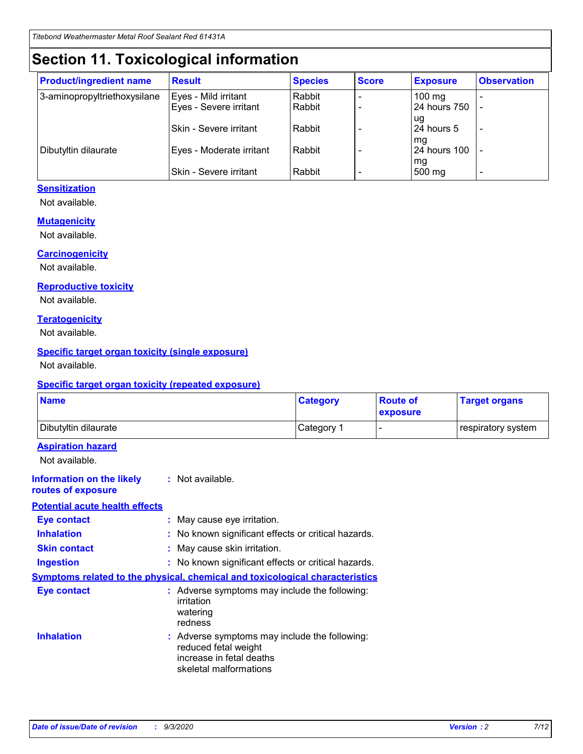# Section 11. Toxicological information

| Product/ingredient name | Result | Species | Score | Exposure | Observation |
| --- | --- | --- | --- | --- | --- |
| 3-aminopropyltriethoxysilane | Eyes - Mild irritant | Rabbit | - | 100 mg | - |
| | Eyes - Severe irritant | Rabbit | - | 24 hours 750 ug | - |
| | Skin - Severe irritant | Rabbit | - | 24 hours 5 mg | - |
| Dibutyltin dilaurate | Eyes - Moderate irritant | Rabbit | - | 24 hours 100 mg | - |
| | Skin - Severe irritant | Rabbit | - | 500 mg | - |

### Sensitization

Not available.

### Mutagenicity

Not available.

### Carcinogenicity

Not available.

### Reproductive toxicity

Not available.

### Teratogenicity

Not available.

### Specific target organ toxicity (single exposure)

Not available.

### Specific target organ toxicity (repeated exposure)

| Name | Category | Route of exposure | Target organs |
| --- | --- | --- | --- |
| Dibutyltin dilaurate | Category 1 | - | respiratory system |

### Aspiration hazard

Not available.

**Information on the likely routes of exposure** : Not available.

### Potential acute health effects

**Eye contact** : May cause eye irritation.

**Inhalation** : No known significant effects or critical hazards.

**Skin contact** : May cause skin irritation.

**Ingestion** : No known significant effects or critical hazards.

### Symptoms related to the physical, chemical and toxicological characteristics

**Eye contact** : Adverse symptoms may include the following:
irritation
watering
redness

**Inhalation** : Adverse symptoms may include the following:
reduced fetal weight
increase in fetal deaths
skeletal malformations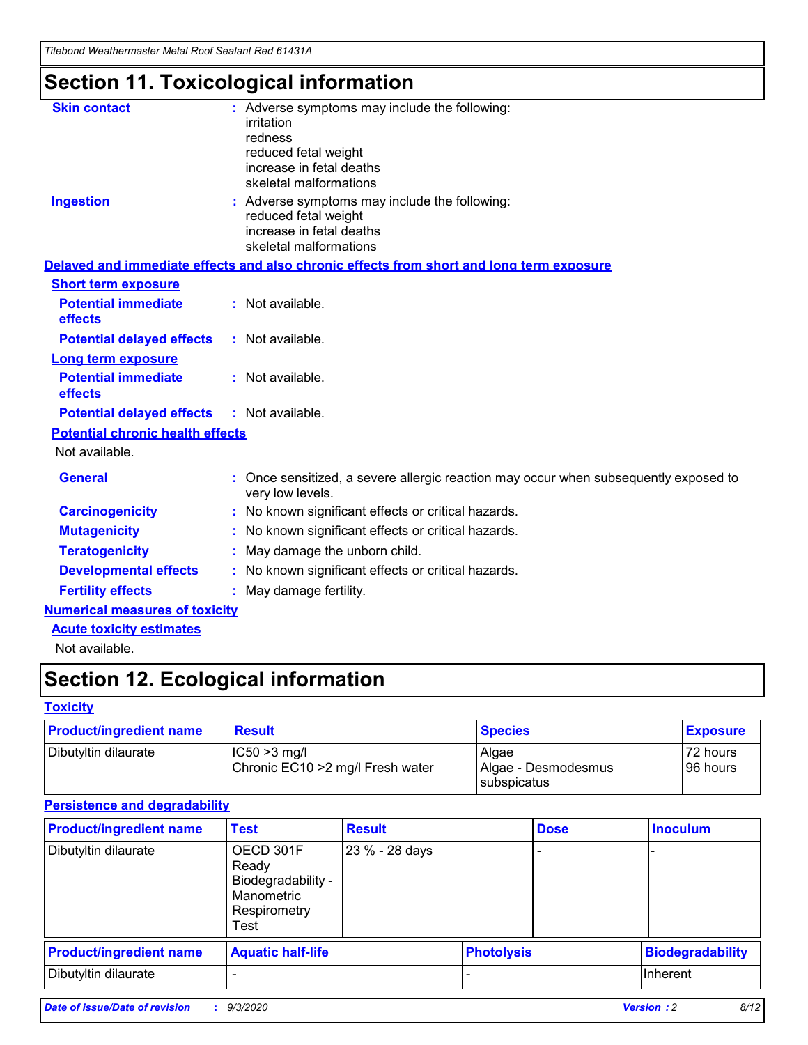# Section 11. Toxicological information

**Skin contact** : Adverse symptoms may include the following:
irritation
redness
reduced fetal weight
increase in fetal deaths
skeletal malformations

**Ingestion** : Adverse symptoms may include the following:
reduced fetal weight
increase in fetal deaths
skeletal malformations

**Delayed and immediate effects and also chronic effects from short and long term exposure**

**Short term exposure**

**Potential immediate effects** : Not available.

**Potential delayed effects** : Not available.

**Long term exposure**

**Potential immediate effects** : Not available.

**Potential delayed effects** : Not available.

**Potential chronic health effects**

Not available.

**General** : Once sensitized, a severe allergic reaction may occur when subsequently exposed to very low levels.

**Carcinogenicity** : No known significant effects or critical hazards.

**Mutagenicity** : No known significant effects or critical hazards.

**Teratogenicity** : May damage the unborn child.

**Developmental effects** : No known significant effects or critical hazards.

**Fertility effects** : May damage fertility.

**Numerical measures of toxicity**

**Acute toxicity estimates**

Not available.

# Section 12. Ecological information

**Toxicity**

| Product/ingredient name | Result | Species | Exposure |
|---|---|---|---|
| Dibutyltin dilaurate | IC50 >3 mg/l<br>Chronic EC10 >2 mg/l Fresh water | Algae<br>Algae - Desmodesmus subspicatus | 72 hours<br>96 hours |

**Persistence and degradability**

| Product/ingredient name | Test | Result | Dose | Inoculum |
|---|---|---|---|---|
| Dibutyltin dilaurate | OECD 301F Ready Biodegradability - Manometric Respirometry Test | 23 % - 28 days | - | - |

| Product/ingredient name | Aquatic half-life | Photolysis | Biodegradability |
|---|---|---|---|
| Dibutyltin dilaurate | - | - | Inherent |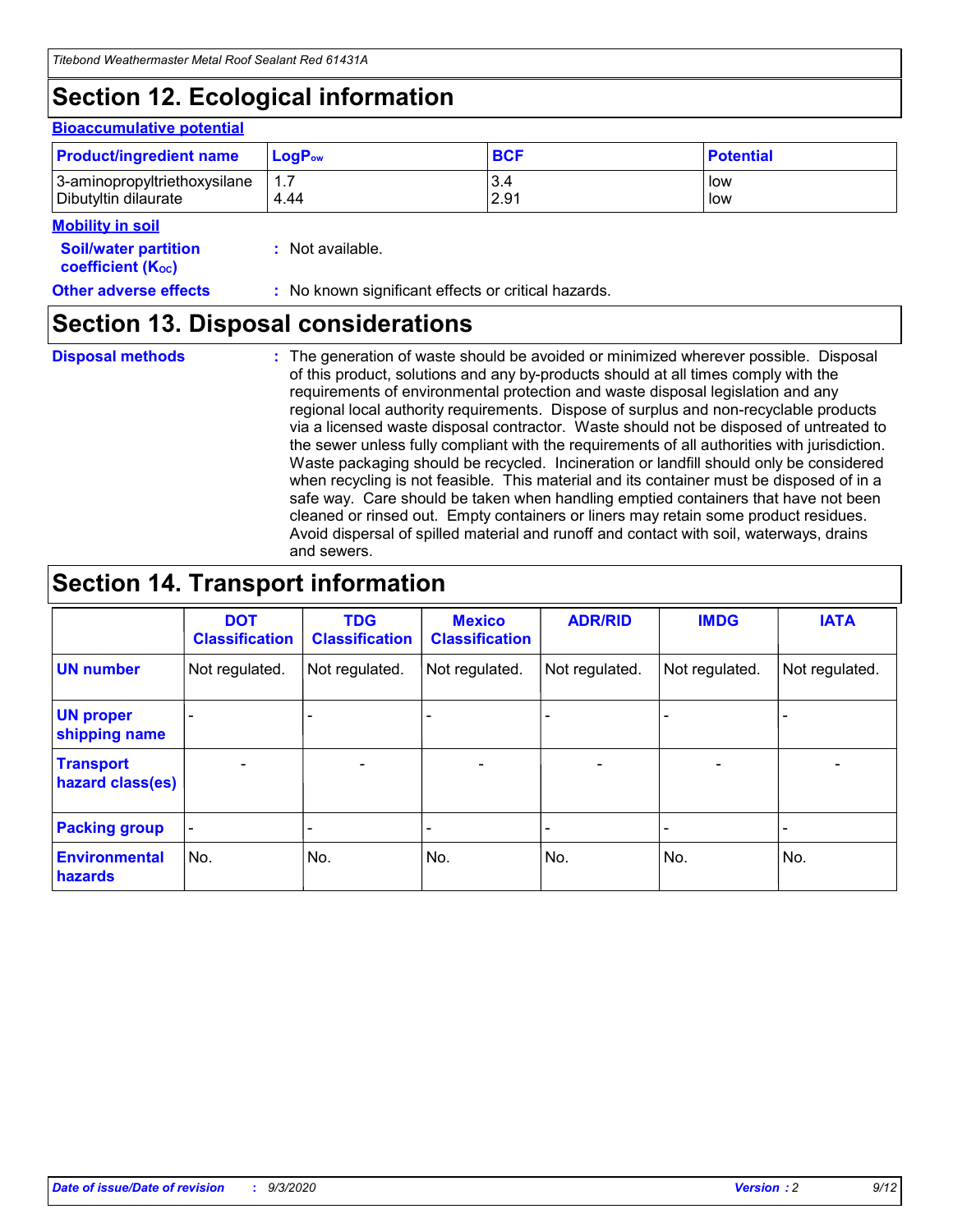# Section 12. Ecological information

## Bioaccumulative potential

| Product/ingredient name | $LogP_{ow}$ | BCF | Potential |
|---|---|---|---|
| 3-aminopropyltriethoxysilane | 1.7 | 3.4 | low |
| Dibutyltin dilaurate | 4.44 | 2.91 | low |

## Mobility in soil

**Soil/water partition coefficient ($K_{OC}$)** : Not available.

**Other adverse effects** : No known significant effects or critical hazards.

# Section 13. Disposal considerations

**Disposal methods** : The generation of waste should be avoided or minimized wherever possible. Disposal of this product, solutions and any by-products should at all times comply with the requirements of environmental protection and waste disposal legislation and any regional local authority requirements. Dispose of surplus and non-recyclable products via a licensed waste disposal contractor. Waste should not be disposed of untreated to the sewer unless fully compliant with the requirements of all authorities with jurisdiction. Waste packaging should be recycled. Incineration or landfill should only be considered when recycling is not feasible. This material and its container must be disposed of in a safe way. Care should be taken when handling emptied containers that have not been cleaned or rinsed out. Empty containers or liners may retain some product residues. Avoid dispersal of spilled material and runoff and contact with soil, waterways, drains and sewers.

# Section 14. Transport information

| | DOT Classification | TDG Classification | Mexico Classification | ADR/RID | IMDG | IATA |
|---|---|---|---|---|---|---|
| UN number | Not regulated. | Not regulated. | Not regulated. | Not regulated. | Not regulated. | Not regulated. |
| UN proper shipping name | - | - | - | - | - | - |
| Transport hazard class(es) | - | - | - | - | - | - |
| Packing group | - | - | - | - | - | - |
| Environmental hazards | No. | No. | No. | No. | No. | No. |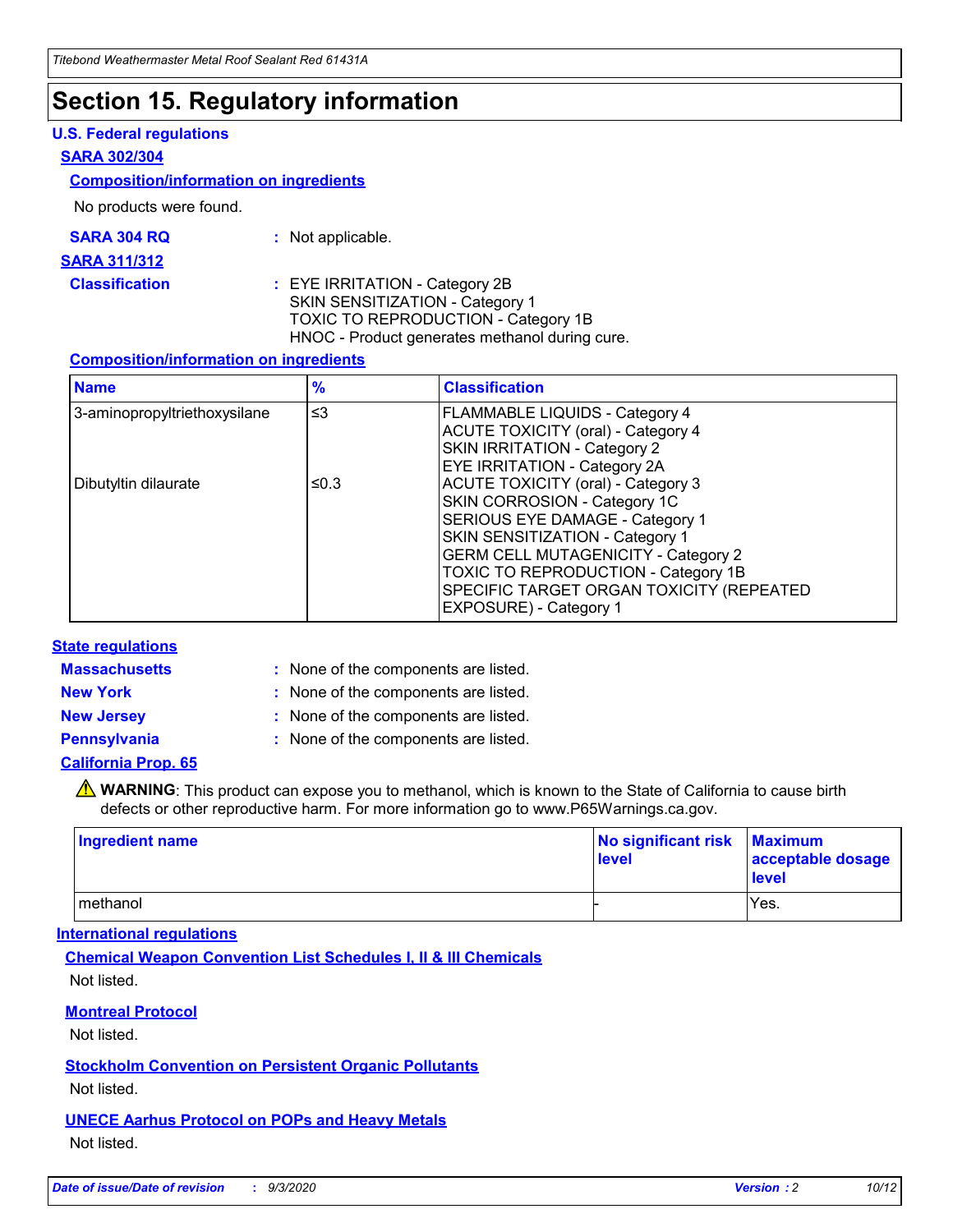# Section 15. Regulatory information

## U.S. Federal regulations

### SARA 302/304

#### Composition/information on ingredients

No products were found.

**SARA 304 RQ** : Not applicable.

### SARA 311/312

**Classification** : EYE IRRITATION - Category 2B
SKIN SENSITIZATION - Category 1
TOXIC TO REPRODUCTION - Category 1B
HNOC - Product generates methanol during cure.

#### Composition/information on ingredients

| Name | % | Classification |
|---|---|---|
| 3-aminopropyltriethoxysilane | ≤3 | FLAMMABLE LIQUIDS - Category 4<br>ACUTE TOXICITY (oral) - Category 4<br>SKIN IRRITATION - Category 2<br>EYE IRRITATION - Category 2A |
| Dibutyltin dilaurate | ≤0.3 | ACUTE TOXICITY (oral) - Category 3<br>SKIN CORROSION - Category 1C<br>SERIOUS EYE DAMAGE - Category 1<br>SKIN SENSITIZATION - Category 1<br>GERM CELL MUTAGENICITY - Category 2<br>TOXIC TO REPRODUCTION - Category 1B<br>SPECIFIC TARGET ORGAN TOXICITY (REPEATED EXPOSURE) - Category 1 |

## State regulations

**Massachusetts** : None of the components are listed.

**New York** : None of the components are listed.

**New Jersey** : None of the components are listed.

**Pennsylvania** : None of the components are listed.

### California Prop. 65

⚠ **WARNING**: This product can expose you to methanol, which is known to the State of California to cause birth defects or other reproductive harm. For more information go to www.P65Warnings.ca.gov.

| Ingredient name | No significant risk level | Maximum acceptable dosage level |
|---|---|---|
| methanol | - | Yes. |

## International regulations

### Chemical Weapon Convention List Schedules I, II & III Chemicals

Not listed.

### Montreal Protocol

Not listed.

### Stockholm Convention on Persistent Organic Pollutants

Not listed.

### UNECE Aarhus Protocol on POPs and Heavy Metals

Not listed.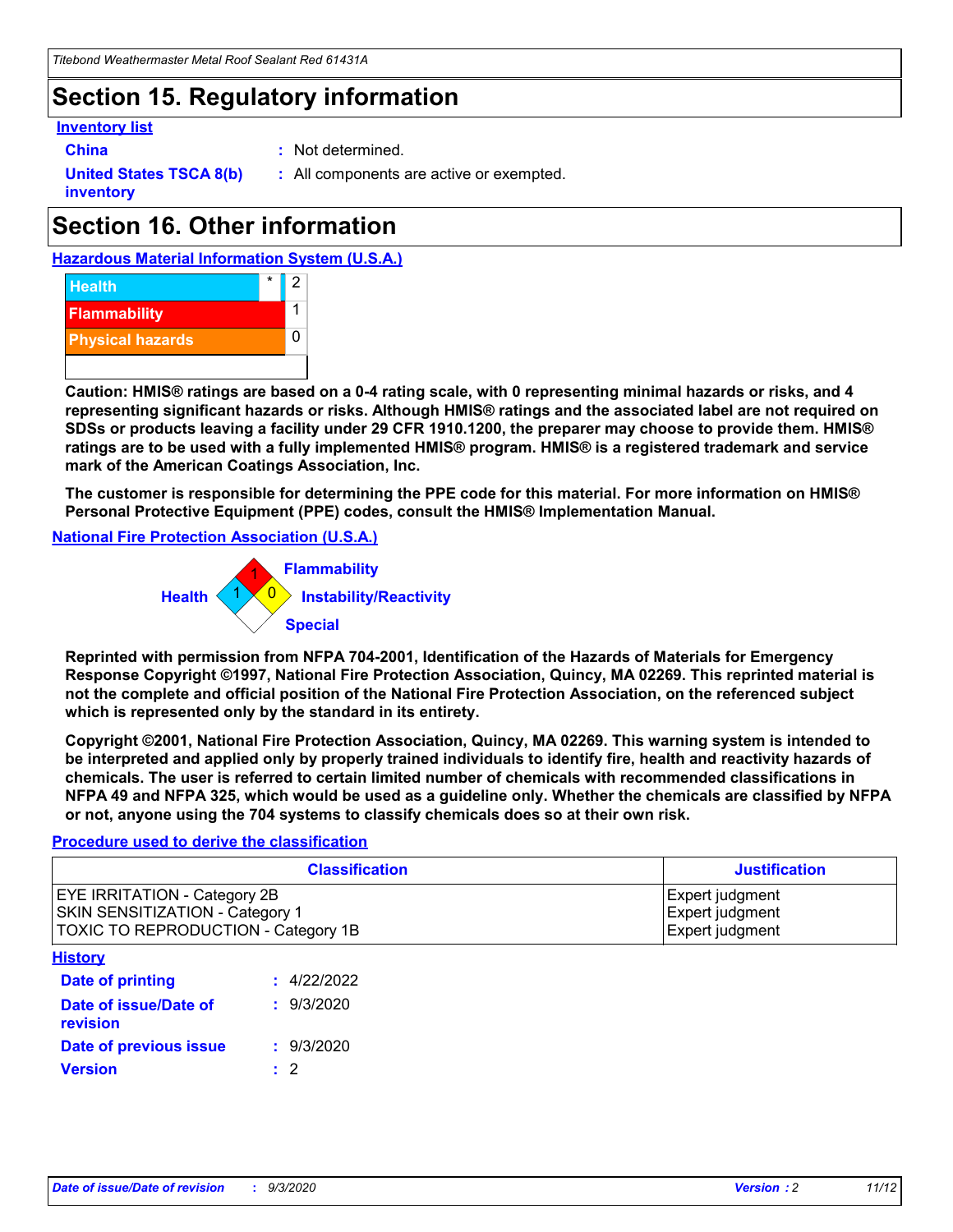## Section 15. Regulatory information

**Inventory list**

**China** : Not determined.

**United States TSCA 8(b) inventory** : All components are active or exempted.

## Section 16. Other information

**Hazardous Material Information System (U.S.A.)**

| | | |
|---|---|---|
| Health | * | 2 |
| Flammability | | 1 |
| Physical hazards | | 0 |

**Caution: HMIS® ratings are based on a 0-4 rating scale, with 0 representing minimal hazards or risks, and 4 representing significant hazards or risks. Although HMIS® ratings and the associated label are not required on SDSs or products leaving a facility under 29 CFR 1910.1200, the preparer may choose to provide them. HMIS® ratings are to be used with a fully implemented HMIS® program. HMIS® is a registered trademark and service mark of the American Coatings Association, Inc.**

**The customer is responsible for determining the PPE code for this material. For more information on HMIS® Personal Protective Equipment (PPE) codes, consult the HMIS® Implementation Manual.**

**National Fire Protection Association (U.S.A.)**

Flammability: 1
Health: 1
Instability/Reactivity: 0
Special:

**Reprinted with permission from NFPA 704-2001, Identification of the Hazards of Materials for Emergency Response Copyright ©1997, National Fire Protection Association, Quincy, MA 02269. This reprinted material is not the complete and official position of the National Fire Protection Association, on the referenced subject which is represented only by the standard in its entirety.**

**Copyright ©2001, National Fire Protection Association, Quincy, MA 02269. This warning system is intended to be interpreted and applied only by properly trained individuals to identify fire, health and reactivity hazards of chemicals. The user is referred to certain limited number of chemicals with recommended classifications in NFPA 49 and NFPA 325, which would be used as a guideline only. Whether the chemicals are classified by NFPA or not, anyone using the 704 systems to classify chemicals does so at their own risk.**

**Procedure used to derive the classification**

| Classification | Justification |
|---|---|
| EYE IRRITATION - Category 2B | Expert judgment |
| SKIN SENSITIZATION - Category 1 | Expert judgment |
| TOXIC TO REPRODUCTION - Category 1B | Expert judgment |

**History**

**Date of printing** : 4/22/2022

**Date of issue/Date of revision** : 9/3/2020

**Date of previous issue** : 9/3/2020

**Version** : 2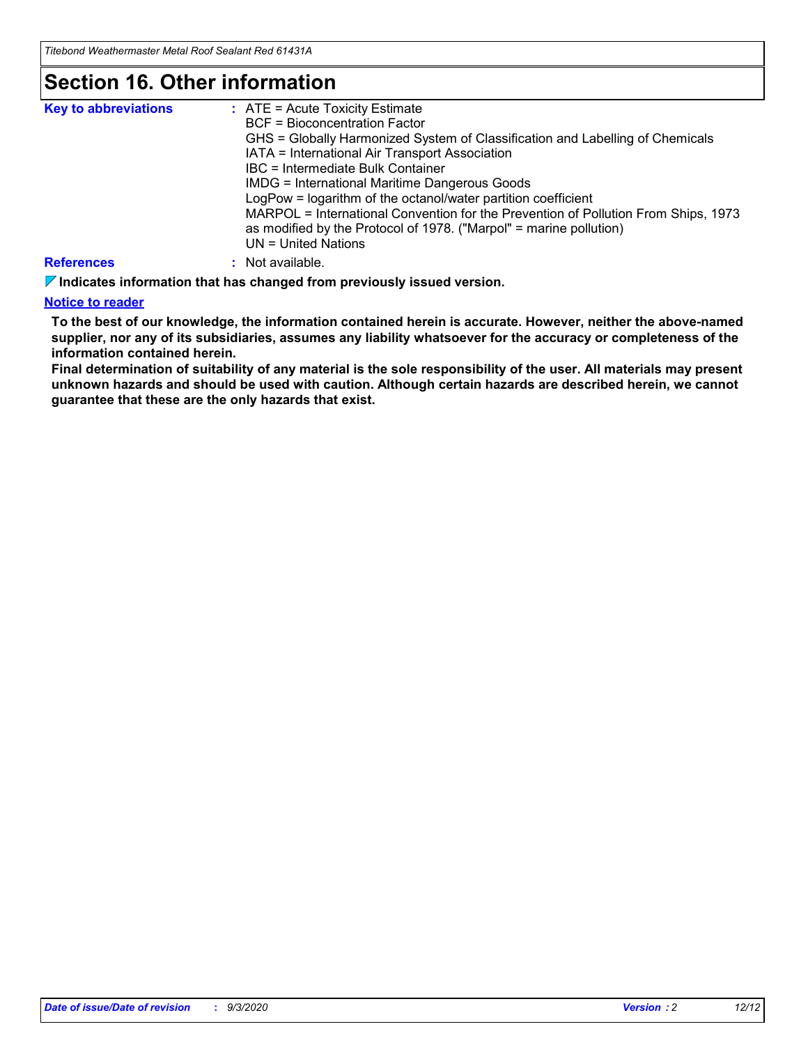# Section 16. Other information

**Key to abbreviations** : ATE = Acute Toxicity Estimate
BCF = Bioconcentration Factor
GHS = Globally Harmonized System of Classification and Labelling of Chemicals
IATA = International Air Transport Association
IBC = Intermediate Bulk Container
IMDG = International Maritime Dangerous Goods
LogPow = logarithm of the octanol/water partition coefficient
MARPOL = International Convention for the Prevention of Pollution From Ships, 1973 as modified by the Protocol of 1978. ("Marpol" = marine pollution)
UN = United Nations

**References** : Not available.

**Indicates information that has changed from previously issued version.**

**Notice to reader**

**To the best of our knowledge, the information contained herein is accurate. However, neither the above-named supplier, nor any of its subsidiaries, assumes any liability whatsoever for the accuracy or completeness of the information contained herein.**

**Final determination of suitability of any material is the sole responsibility of the user. All materials may present unknown hazards and should be used with caution. Although certain hazards are described herein, we cannot guarantee that these are the only hazards that exist.**